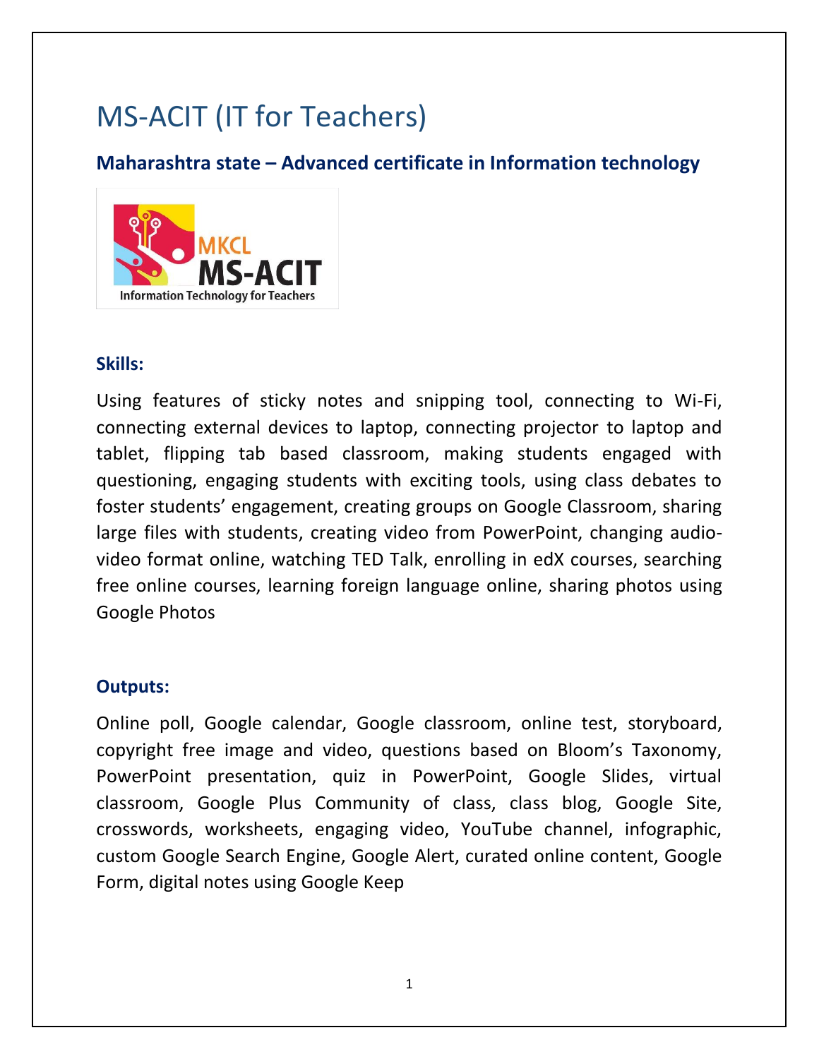# MS-ACIT (IT for Teachers)

## Maharashtra state – Advanced certificate in Information technology

### Skills:

Using features of sticky notes and snipping tool, connecting to Wi-Fi, connecting external devices to laptop, connecting projector to laptop and tablet, flipping tab based classroom, making students engaged with questioning, engaging students with exciting tools, using class debates to foster students' engagement, creating groups on Google Classroom, sharing large files with students, creating video from PowerPoint, changing audio-video format online, watching TED Talk, enrolling in edX courses, searching free online courses, learning foreign language online, sharing photos using Google Photos

### Outputs:

Online poll, Google calendar, Google classroom, online test, storyboard, copyright free image and video, questions based on Bloom's Taxonomy, PowerPoint presentation, quiz in PowerPoint, Google Slides, virtual classroom, Google Plus Community of class, class blog, Google Site, crosswords, worksheets, engaging video, YouTube channel, infographic, custom Google Search Engine, Google Alert, curated online content, Google Form, digital notes using Google Keep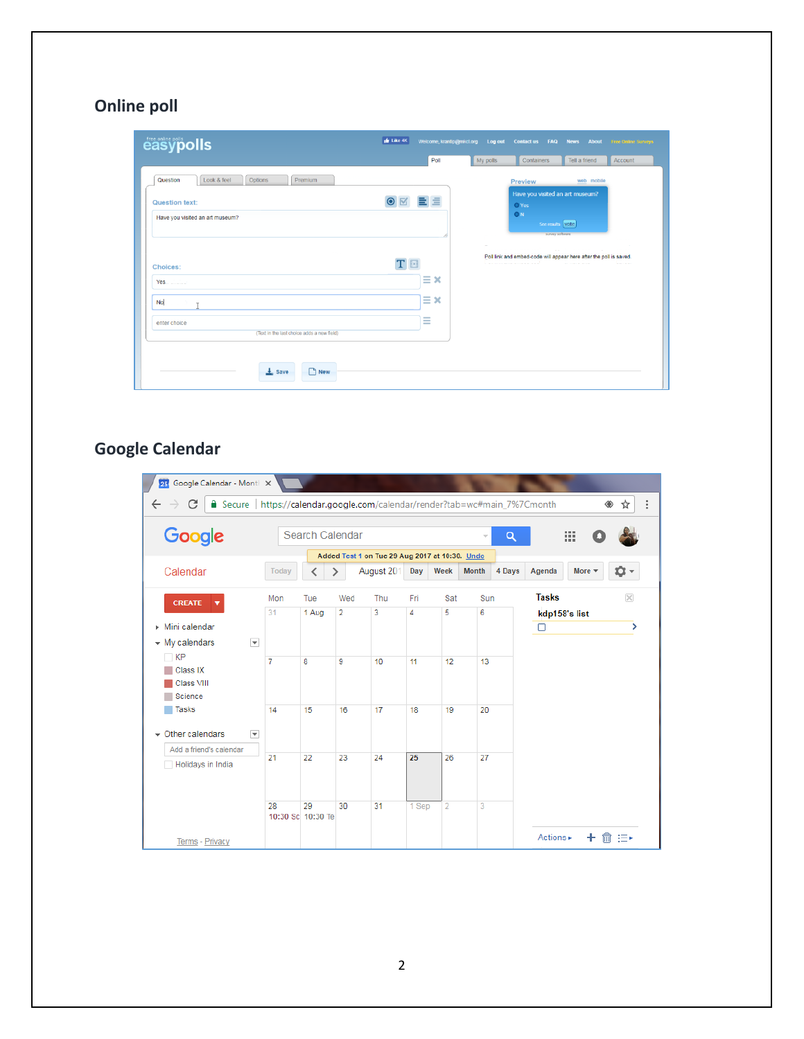## Online poll

## Google Calendar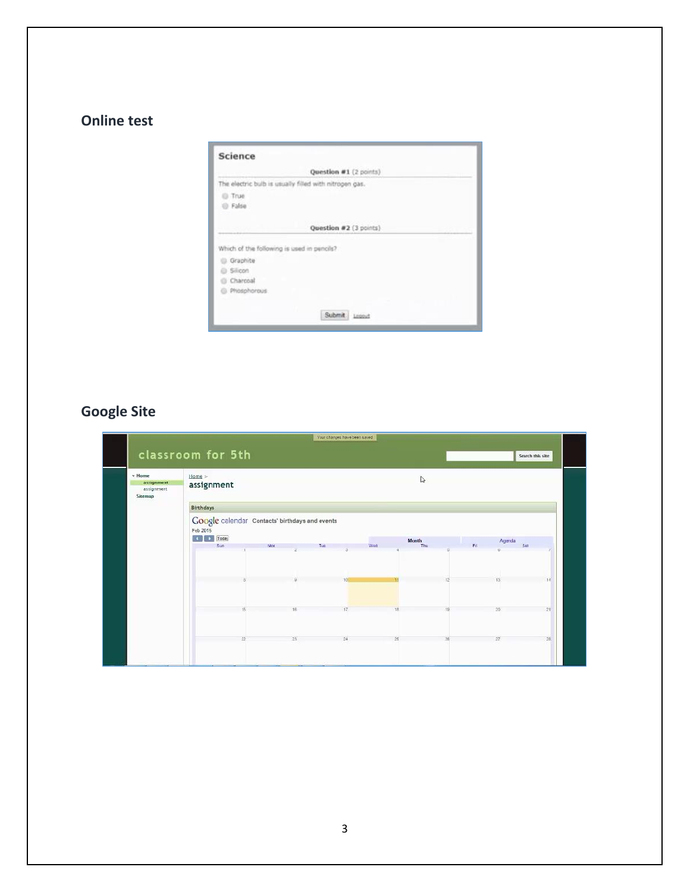## Online test

## Google Site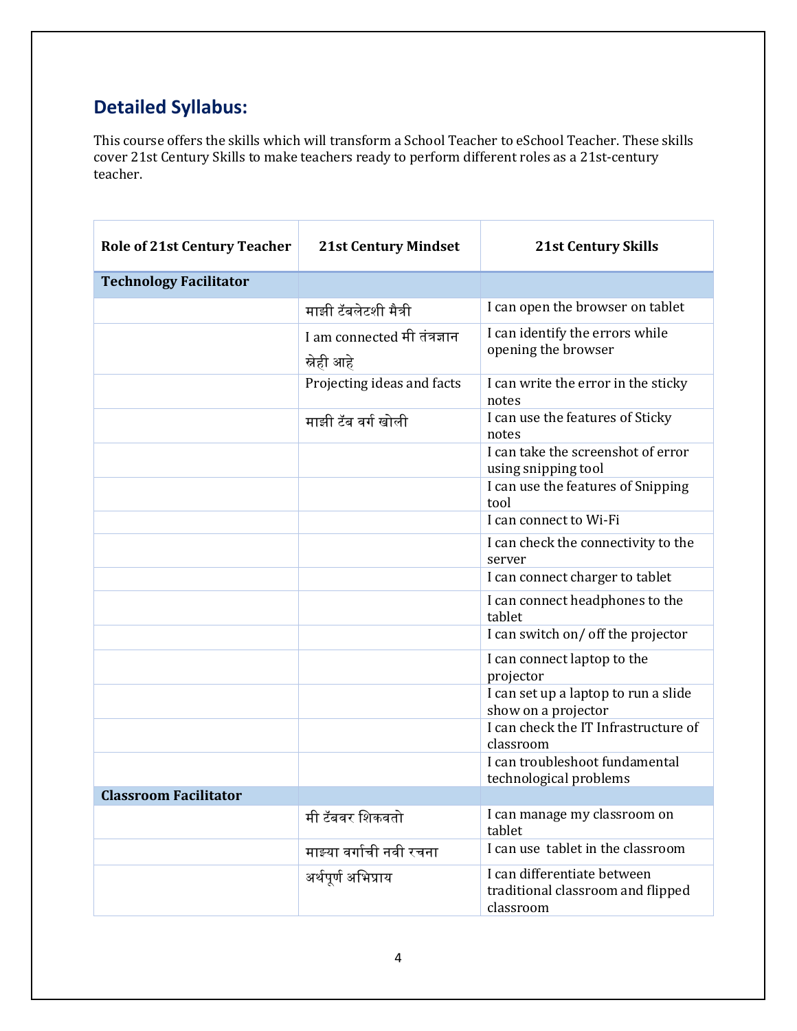## Detailed Syllabus:

This course offers the skills which will transform a School Teacher to eSchool Teacher. These skills cover 21st Century Skills to make teachers ready to perform different roles as a 21st-century teacher.

| Role of 21st Century Teacher | 21st Century Mindset | 21st Century Skills |
|---|---|---|
| **Technology Facilitator** | | |
| | माझी टॅबलेटशी मैत्री | I can open the browser on tablet |
| | I am connected मी तंत्रज्ञान स्नेही आहे | I can identify the errors while opening the browser |
| | Projecting ideas and facts | I can write the error in the sticky notes |
| | माझी टॅब वर्ग खोली | I can use the features of Sticky notes |
| | | I can take the screenshot of error using snipping tool |
| | | I can use the features of Snipping tool |
| | | I can connect to Wi-Fi |
| | | I can check the connectivity to the server |
| | | I can connect charger to tablet |
| | | I can connect headphones to the tablet |
| | | I can switch on/ off the projector |
| | | I can connect laptop to the projector |
| | | I can set up a laptop to run a slide show on a projector |
| | | I can check the IT Infrastructure of classroom |
| | | I can troubleshoot fundamental technological problems |
| **Classroom Facilitator** | | |
| | मी टॅबवर शिकवतो | I can manage my classroom on tablet |
| | माझ्या वर्गाची नवी रचना | I can use tablet in the classroom |
| | अर्थपूर्ण अभिप्राय | I can differentiate between traditional classroom and flipped classroom |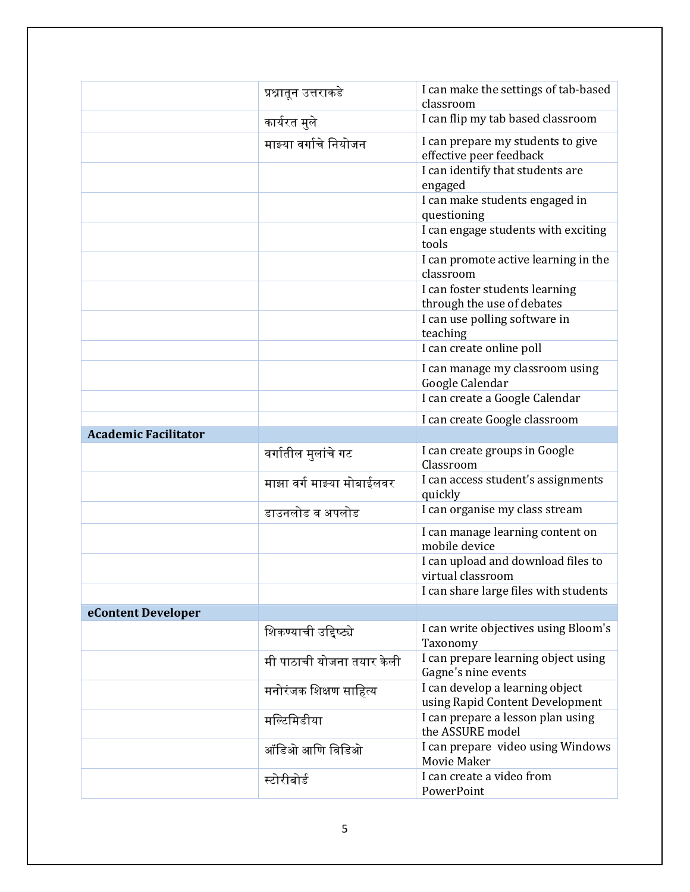| | | |
|---|---|---|
| | प्रश्नातून उत्तराकडे | I can make the settings of tab-based classroom |
| | कार्यरत मुले | I can flip my tab based classroom |
| | माझ्या वर्गाचे नियोजन | I can prepare my students to give effective peer feedback |
| | | I can identify that students are engaged |
| | | I can make students engaged in questioning |
| | | I can engage students with exciting tools |
| | | I can promote active learning in the classroom |
| | | I can foster students learning through the use of debates |
| | | I can use polling software in teaching |
| | | I can create online poll |
| | | I can manage my classroom using Google Calendar |
| | | I can create a Google Calendar |
| | | I can create Google classroom |
| **Academic Facilitator** | | |
| | वर्गातील मुलांचे गट | I can create groups in Google Classroom |
| | माझा वर्ग माझ्या मोबाईलवर | I can access student's assignments quickly |
| | डाउनलोड व अपलोड | I can organise my class stream |
| | | I can manage learning content on mobile device |
| | | I can upload and download files to virtual classroom |
| | | I can share large files with students |
| **eContent Developer** | | |
| | शिकण्याची उद्दिष्ट्ये | I can write objectives using Bloom's Taxonomy |
| | मी पाठाची योजना तयार केली | I can prepare learning object using Gagne's nine events |
| | मनोरंजक शिक्षण साहित्य | I can develop a learning object using Rapid Content Development |
| | मल्टिमिडीया | I can prepare a lesson plan using the ASSURE model |
| | ऑडिओ आणि विडिओ | I can prepare video using Windows Movie Maker |
| | स्टोरीबोर्ड | I can create a video from PowerPoint |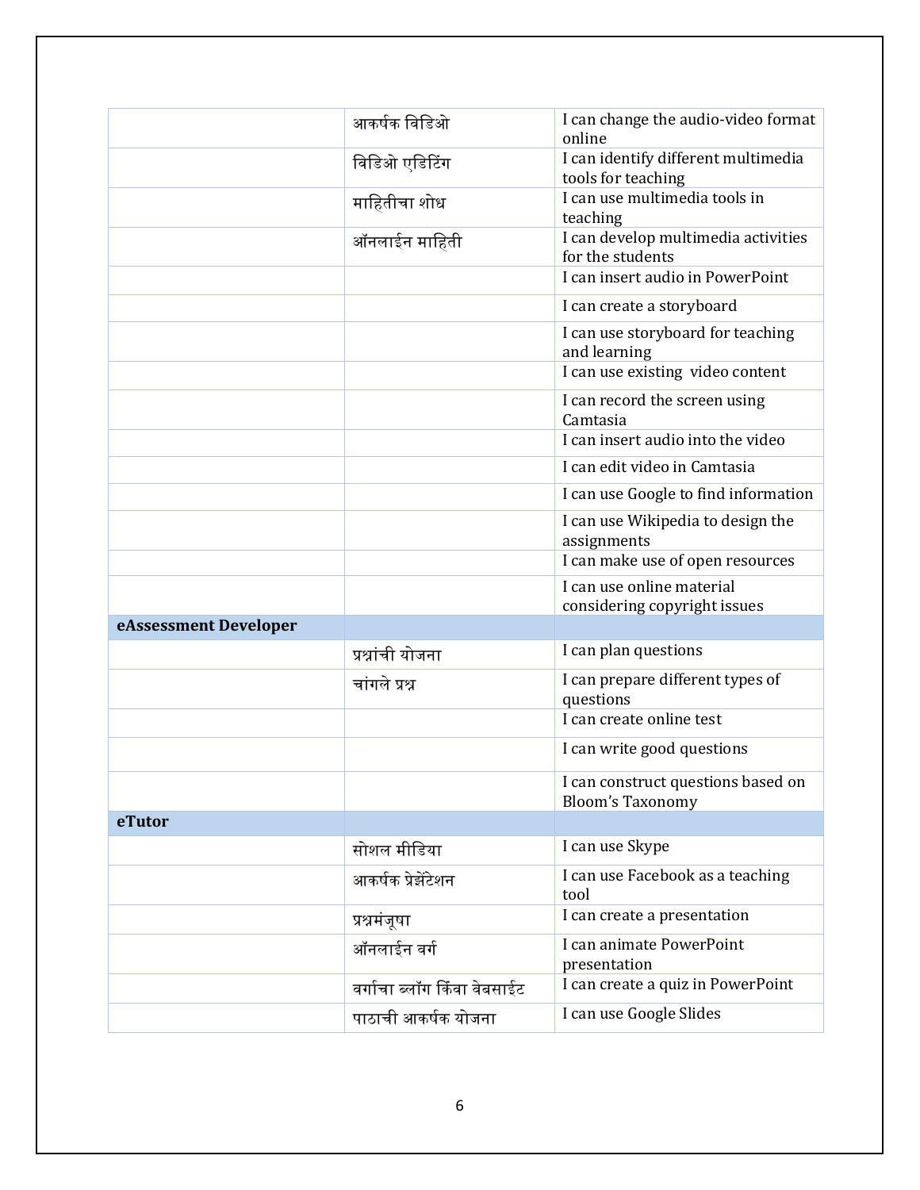| | | |
|---|---|---|
| | आकर्षक विडिओ | I can change the audio-video format online |
| | विडिओ एडिटिंग | I can identify different multimedia tools for teaching |
| | माहितीचा शोध | I can use multimedia tools in teaching |
| | ऑनलाईन माहिती | I can develop multimedia activities for the students |
| | | I can insert audio in PowerPoint |
| | | I can create a storyboard |
| | | I can use storyboard for teaching and learning |
| | | I can use existing video content |
| | | I can record the screen using Camtasia |
| | | I can insert audio into the video |
| | | I can edit video in Camtasia |
| | | I can use Google to find information |
| | | I can use Wikipedia to design the assignments |
| | | I can make use of open resources |
| | | I can use online material considering copyright issues |
| **eAssessment Developer** | | |
| | प्रश्नांची योजना | I can plan questions |
| | चांगले प्रश्न | I can prepare different types of questions |
| | | I can create online test |
| | | I can write good questions |
| | | I can construct questions based on Bloom's Taxonomy |
| **eTutor** | | |
| | सोशल मीडिया | I can use Skype |
| | आकर्षक प्रेझेंटेशन | I can use Facebook as a teaching tool |
| | प्रश्नमंजूषा | I can create a presentation |
| | ऑनलाईन वर्ग | I can animate PowerPoint presentation |
| | वर्गाचा ब्लॉग किंवा वेबसाईट | I can create a quiz in PowerPoint |
| | पाठाची आकर्षक योजना | I can use Google Slides |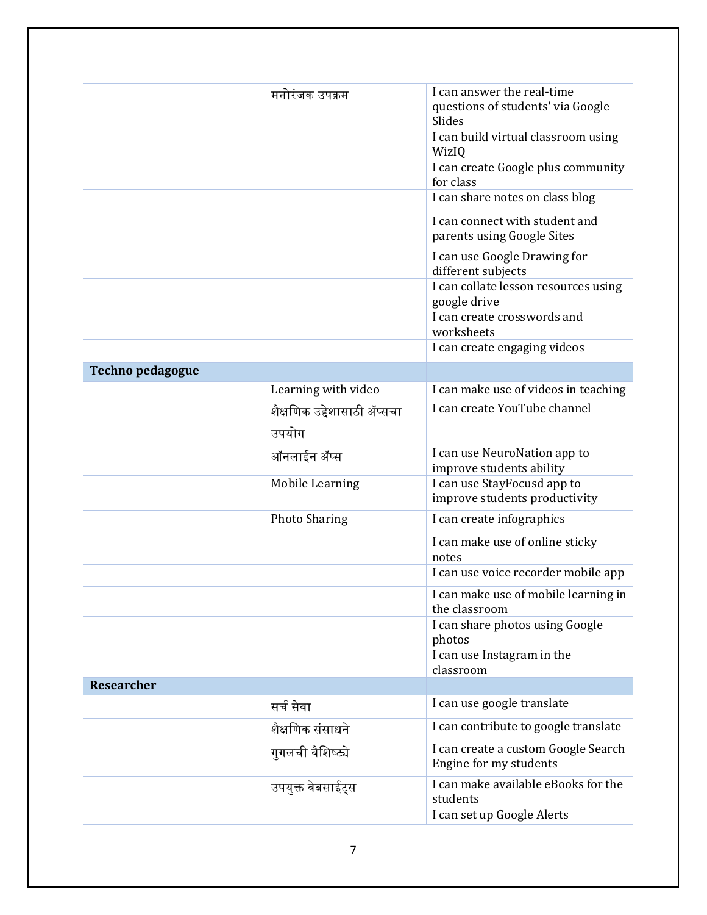| | | |
|---|---|---|
| | मनोरंजक उपक्रम | I can answer the real-time questions of students' via Google Slides |
| | | I can build virtual classroom using WizIQ |
| | | I can create Google plus community for class |
| | | I can share notes on class blog |
| | | I can connect with student and parents using Google Sites |
| | | I can use Google Drawing for different subjects |
| | | I can collate lesson resources using google drive |
| | | I can create crosswords and worksheets |
| | | I can create engaging videos |
| **Techno pedagogue** | | |
| | Learning with video | I can make use of videos in teaching |
| | शैक्षणिक उद्देशासाठी ॲप्सचा उपयोग | I can create YouTube channel |
| | ऑनलाईन ॲप्स | I can use NeuroNation app to improve students ability |
| | Mobile Learning | I can use StayFocusd app to improve students productivity |
| | Photo Sharing | I can create infographics |
| | | I can make use of online sticky notes |
| | | I can use voice recorder mobile app |
| | | I can make use of mobile learning in the classroom |
| | | I can share photos using Google photos |
| | | I can use Instagram in the classroom |
| **Researcher** | | |
| | सर्च सेवा | I can use google translate |
| | शैक्षणिक संसाधने | I can contribute to google translate |
| | गुगलची वैशिष्ट्ये | I can create a custom Google Search Engine for my students |
| | उपयुक्त वेबसाईट्स | I can make available eBooks for the students |
| | | I can set up Google Alerts |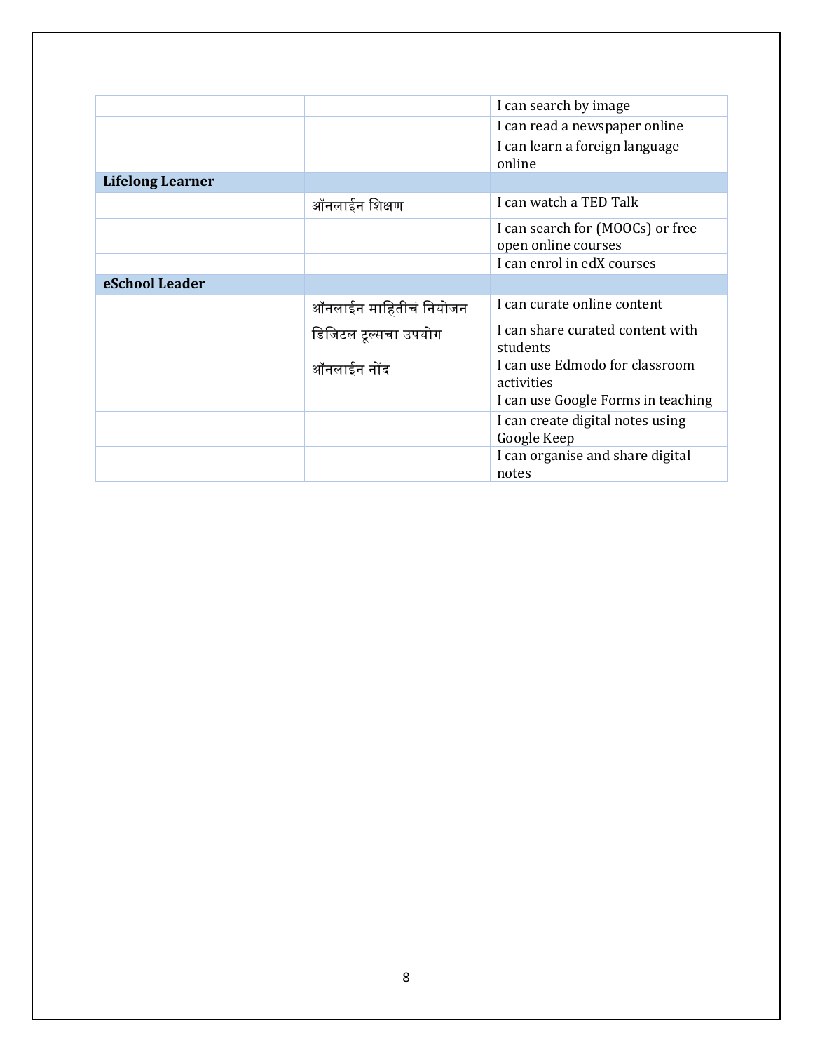| | | |
|---|---|---|
| | | I can search by image |
| | | I can read a newspaper online |
| | | I can learn a foreign language online |
| **Lifelong Learner** | | |
| | ऑनलाईन शिक्षण | I can watch a TED Talk |
| | | I can search for (MOOCs) or free open online courses |
| | | I can enrol in edX courses |
| **eSchool Leader** | | |
| | ऑनलाईन माहितीचं नियोजन | I can curate online content |
| | डिजिटल टूल्सचा उपयोग | I can share curated content with students |
| | ऑनलाईन नोंद | I can use Edmodo for classroom activities |
| | | I can use Google Forms in teaching |
| | | I can create digital notes using Google Keep |
| | | I can organise and share digital notes |